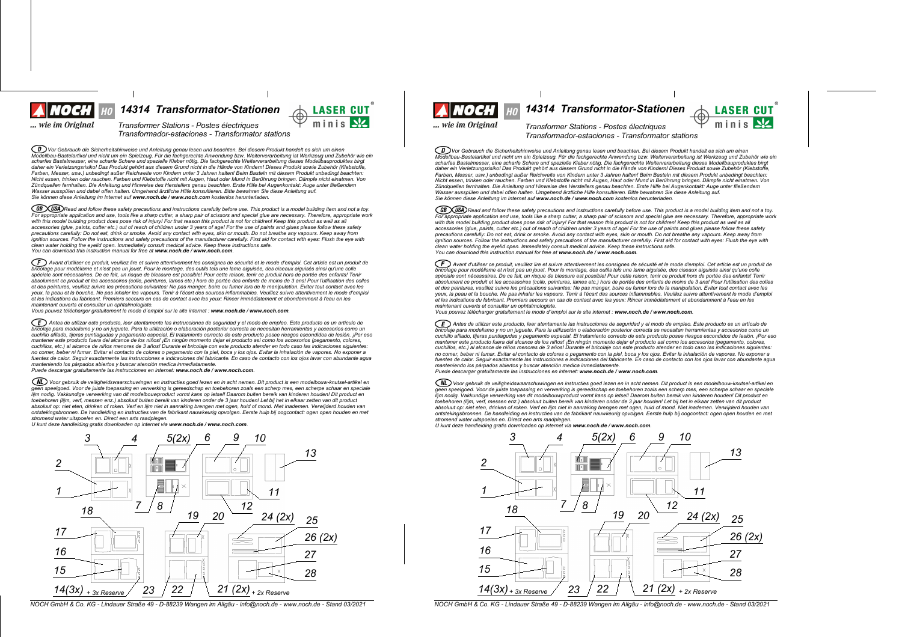# NOCH H0 14314 Transformator-Stationen

*... wie im Original*

LASER CUT minis

*Transformer Stations - Postes électriques*
*Transformador-estaciones - Transformator stations*

**(D)** *Vor Gebrauch die Sicherheitshinweise und Anleitung genau lesen und beachten. Bei diesem Produkt handelt es sich um einen Modellbau-Bastelartikel und nicht um ein Spielzeug. Für die fachgerechte Anwendung bzw. Weiterverarbeitung ist Werkzeug und Zubehör wie ein scharfes Bastelmesser, eine scharfe Schere und spezielle Kleber nötig. Die fachgerechte Weiterverarbeitung dieses Modellbauproduktes birgt daher ein Verletzungsrisiko! Das Produkt gehört aus diesem Grund nicht in die Hände von Kindern! Dieses Produkt sowie Zubehör (Klebstoffe, Farben, Messer, usw.) unbedingt außer Reichweite von Kindern unter 3 Jahren halten! Beim Basteln mit diesem Produkt unbedingt beachten: Nicht essen, trinken oder rauchen. Farben und Klebstoffe nicht mit Augen, Haut oder Mund in Berührung bringen. Dämpfe nicht einatmen. Von Zündquellen fernhalten. Die Anleitung und Hinweise des Herstellers genau beachten. Erste Hilfe bei Augenkontakt: Auge unter fließendem Wasser ausspülen und dabei offen halten. Umgehend ärztliche Hilfe konsultieren. Bitte bewahren Sie diese Anleitung auf.*
*Sie können diese Anleitung im Internet auf **www.noch.de / www.noch.com** kostenlos herunterladen.*

**(GB)(USA)** *Read and follow these safety precautions and instructions carefully before use. This product is a model building item and not a toy. For appropriate application and use, tools like a sharp cutter, a sharp pair of scissors and special glue are necessary. Therefore, appropriate work with this model building product does pose risk of injury! For that reason this product is not for children! Keep this product as well as all accessories (glue, paints, cutter etc.) out of reach of children under 3 years of age! For the use of paints and glues please follow these safety precautions carefully: Do not eat, drink or smoke. Avoid any contact with eyes, skin or mouth. Do not breathe any vapours. Keep away from ignition sources. Follow the instructions and safety precautions of the manufacturer carefully. First aid for contact with eyes: Flush the eye with clean water holding the eyelid open. Immediately consult medical advice. Keep these instructions safe.*
*You can download this instruction manual for free at **www.noch.de / www.noch.com**.*

**(F)** *Avant d'utiliser ce produit, veuillez lire et suivre attentivement les consignes de sécurité et le mode d'emploi. Cet article est un produit de bricolage pour modélisme et n'est pas un jouet. Pour le montage, des outils tels une lame aiguisée, des ciseaux aiguisés ainsi qu'une colle spéciale sont nécessaires. De ce fait, un risque de blessure est possible! Pour cette raison, tenir ce produit hors de portée des enfants! Tenir absolument ce produit et les accessoires (colle, peintures, lames etc.) hors de portée des enfants de moins de 3 ans! Pour l'utilisation des colles et des peintures, veuillez suivre les précautions suivantes: Ne pas manger, boire ou fumer lors de la manipulation. Eviter tout contact avec les yeux, la peau et la bouche. Ne pas inhaler les vapeurs. Tenir à l'écart des sources inflammables. Veuillez suivre attentivement le mode d'emploi et les indications du fabricant. Premiers secours en cas de contact avec les yeux: Rincer immédiatement et abondamment à l'eau en les maintenant ouverts et consulter un ophtalmologiste.*
*Vous pouvez télécharger gratuitement le mode d'emploi sur le site internet : **www.noch.de / www.noch.com**.*

**(E)** *Antes de utilizar este producto, leer atentamente las instrucciones de seguridad y el modo de empleo. Este producto es un artículo de bricolaje para modelismo y no un juguete. Para la utilización o elaboración posterior correcta se necesitan herramientas y accesorios como un cuchillo afilado, tijeras puntiagudas y pegamento especial. El tratamiento correcto de este producto posee riesgos escondidos de lesión. ¡Por eso mantener este producto fuera del alcance de los niños! ¡En ningún momento dejar el producto así como los accesorios (pegamento, colores, cuchillos, etc.) al alcance de niños menores de 3 años! Durante el bricolaje con este producto atender en todo caso las indicaciones siguientes: no comer, beber ni fumar. Evitar el contacto de colores o pegamento con la piel, boca y los ojos. Evitar la inhalación de vapores. No exponer a fuentes de calor. Seguir exactamente las instrucciones e indicaciones del fabricante. En caso de contacto con los ojos lavar con abundante agua manteniendo los párpados abiertos y buscar atención medica inmediatamente.*
*Puede descargar gratuitamente las instrucciones en internet: **www.noch.de / www.noch.com**.*

**(NL)** *Voor gebruik de veiligheidswaarschuwingen en instructies goed lezen en in acht nemen. Dit product is een modelbouw-knutsel-artikel en geen speelgoed. Voor de juiste toepassing en verwerking is gereedschap en toebehoren zoals een scherp mes, een scherpe schaar en speciale lijm nodig. Vakkundige verwerking van dit modelbouwproduct vormt kans op letsel! Daarom buiten bereik van kinderen houden! Dit product en toebehoren (lijm, verf, messen enz.) absoluut buiten bereik van kinderen onder de 3 jaar houden! Let bij het in elkaar zetten van dit product absoluut op: niet eten, drinken of roken. Verf en lijm niet in aanraking brengen met ogen, huid of mond. Niet inademen. Verwijderd houden van ontstekingsbronnen. De handleiding en instructies van de fabrikant nauwkeurig opvolgen. Eerste hulp bij oogcontact: ogen open houden en met stromend water uitspoelen en. Direct een arts raadplegen.*
*U kunt deze handleiding gratis downloaden op internet via **www.noch.de / www.noch.com**.*

1, 2, 3, 4, 5(2x), 6, 7, 8, 9, 10, 11, 12, 13, 14(3x) + 3x Reserve, 15, 16, 17, 18, 19, 20, 21 (2x) + 2x Reserve, 22, 23, 24 (2x), 25, 26 (2x), 27, 28

*NOCH GmbH & Co. KG - Lindauer Straße 49 - D-88239 Wangen im Allgäu - info@noch.de - www.noch.de - Stand 03/2021*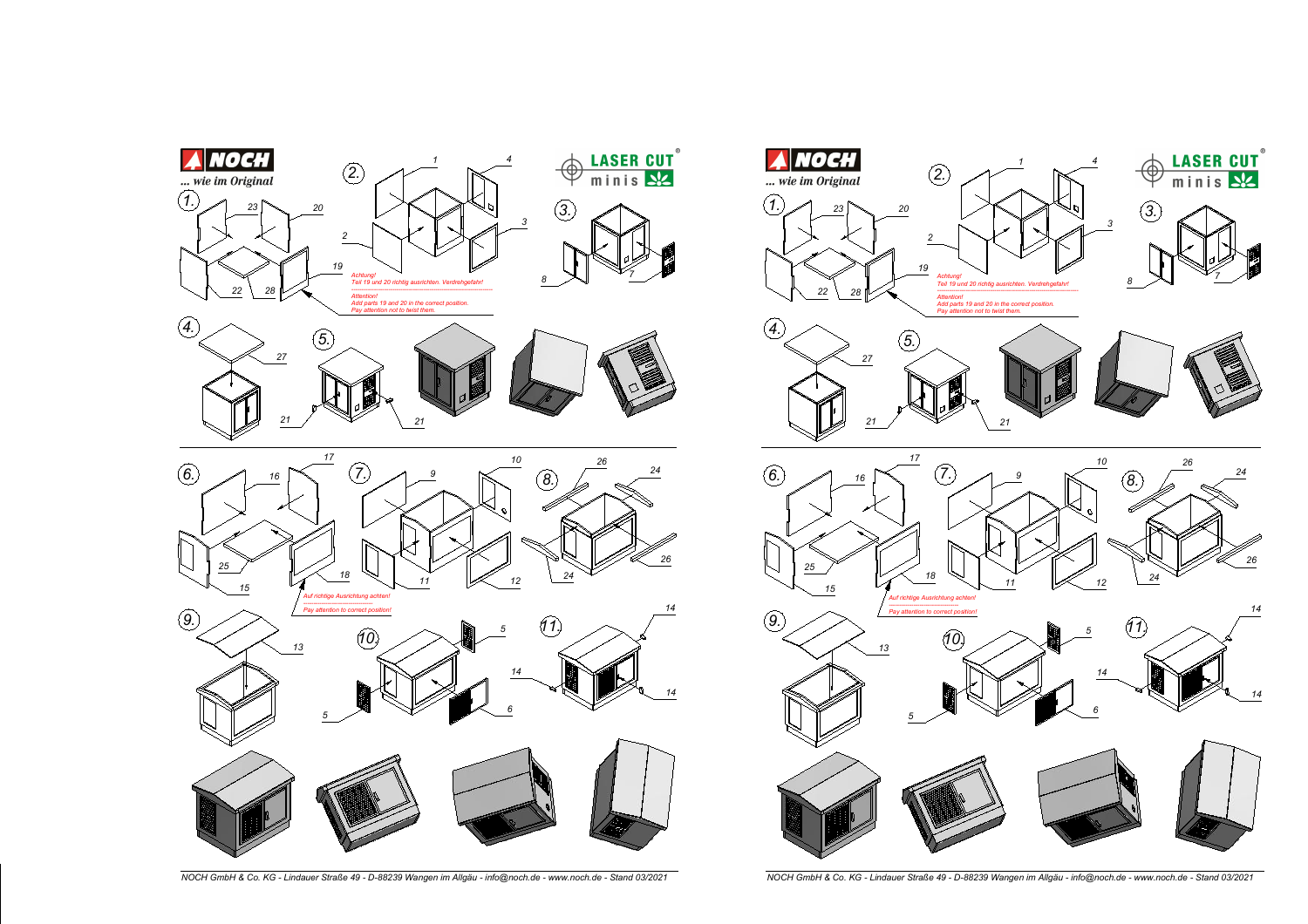NOCH

... wie im Original

LASER CUT®
minis

1.

23 20 22 28 19

2.

1 4 2 3

Achtung!
Teil 19 und 20 richtig ausrichten. Verdrehgefahr!

Attention!
Add parts 19 and 20 in the correct position.
Pay attention not to twist them.

3.

8 7

4.

27

5.

21 21

6.

17 16 25 15 18

Auf richtige Ausrichtung achten!

Pay attention to correct position!

7.

9 10 11 12

8.

26 24 24 26

9.

13

10.

5 5 6

11.

14 14 14

NOCH GmbH & Co. KG - Lindauer Straße 49 - D-88239 Wangen im Allgäu - info@noch.de - www.noch.de - Stand 03/2021

NOCH

... wie im Original

LASER CUT®
minis

1.

23 20 22 28 19

2.

1 4 2 3

Achtung!
Teil 19 und 20 richtig ausrichten. Verdrehgefahr!

Attention!
Add parts 19 and 20 in the correct position.
Pay attention not to twist them.

3.

8 7

4.

27

5.

21 21

6.

17 16 25 15 18

Auf richtige Ausrichtung achten!

Pay attention to correct position!

7.

9 10 11 12

8.

26 24 24 26

9.

13

10.

5 5 6

11.

14 14 14

NOCH GmbH & Co. KG - Lindauer Straße 49 - D-88239 Wangen im Allgäu - info@noch.de - www.noch.de - Stand 03/2021